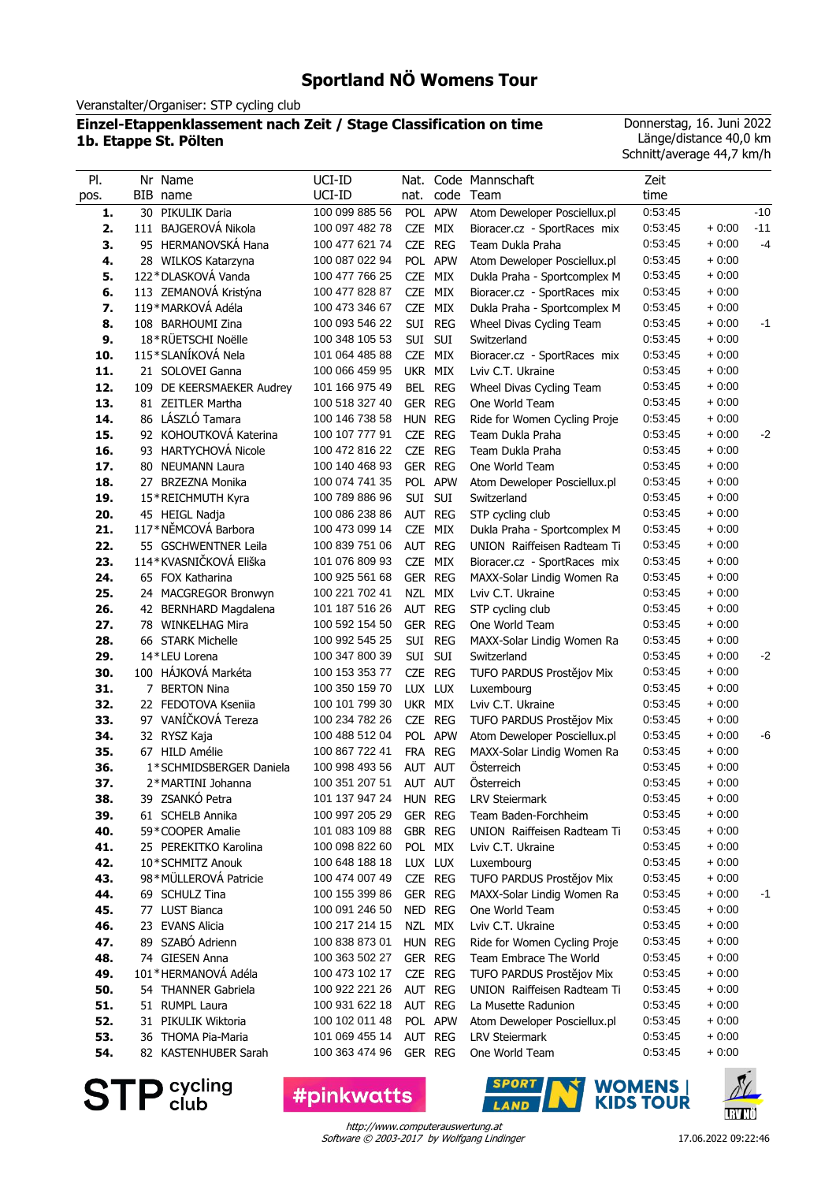# Sportland NÖ Womens Tour

Veranstalter/Organiser: STP cycling club

**Einzel-Etappenklassement nach Zeit / Stage Classification on time**
**1b. Etappe St. Pölten**

Donnerstag, 16. Juni 2022
Länge/distance 40,0 km
Schnitt/average 44,7 km/h

| Pl. pos. | Nr BIB | Name name | UCI-ID UCI-ID | Nat. nat. | Code code | Mannschaft Team | Zeit time | | |
|---|---|---|---|---|---|---|---|---|---|
| 1. | 30 | PIKULIK Daria | 100 099 885 56 | POL | APW | Atom Deweloper Posciellux.pl | 0:53:45 | | -10 |
| 2. | 111 | BAJGEROVÁ Nikola | 100 097 482 78 | CZE | MIX | Bioracer.cz - SportRaces mix | 0:53:45 | + 0:00 | -11 |
| 3. | 95 | HERMANOVSKÁ Hana | 100 477 621 74 | CZE | REG | Team Dukla Praha | 0:53:45 | + 0:00 | -4 |
| 4. | 28 | WILKOS Katarzyna | 100 087 022 94 | POL | APW | Atom Deweloper Posciellux.pl | 0:53:45 | + 0:00 | |
| 5. | 122 | *DLASKOVÁ Vanda | 100 477 766 25 | CZE | MIX | Dukla Praha - Sportcomplex M | 0:53:45 | + 0:00 | |
| 6. | 113 | ZEMANOVÁ Kristýna | 100 477 828 87 | CZE | MIX | Bioracer.cz - SportRaces mix | 0:53:45 | + 0:00 | |
| 7. | 119 | *MARKOVÁ Adéla | 100 473 346 67 | CZE | MIX | Dukla Praha - Sportcomplex M | 0:53:45 | + 0:00 | |
| 8. | 108 | BARHOUMI Zina | 100 093 546 22 | SUI | REG | Wheel Divas Cycling Team | 0:53:45 | + 0:00 | -1 |
| 9. | 18 | *RÜETSCHI Noëlle | 100 348 105 53 | SUI | SUI | Switzerland | 0:53:45 | + 0:00 | |
| 10. | 115 | *SLANÍKOVÁ Nela | 101 064 485 88 | CZE | MIX | Bioracer.cz - SportRaces mix | 0:53:45 | + 0:00 | |
| 11. | 21 | SOLOVEI Ganna | 100 066 459 95 | UKR | MIX | Lviv C.T. Ukraine | 0:53:45 | + 0:00 | |
| 12. | 109 | DE KEERSMAEKER Audrey | 101 166 975 49 | BEL | REG | Wheel Divas Cycling Team | 0:53:45 | + 0:00 | |
| 13. | 81 | ZEITLER Martha | 100 518 327 40 | GER | REG | One World Team | 0:53:45 | + 0:00 | |
| 14. | 86 | LÁSZLÓ Tamara | 100 146 738 58 | HUN | REG | Ride for Women Cycling Proje | 0:53:45 | + 0:00 | |
| 15. | 92 | KOHOUTKOVÁ Katerina | 100 107 777 91 | CZE | REG | Team Dukla Praha | 0:53:45 | + 0:00 | -2 |
| 16. | 93 | HARTYCHOVÁ Nicole | 100 472 816 22 | CZE | REG | Team Dukla Praha | 0:53:45 | + 0:00 | |
| 17. | 80 | NEUMANN Laura | 100 140 468 93 | GER | REG | One World Team | 0:53:45 | + 0:00 | |
| 18. | 27 | BRZEZNA Monika | 100 074 741 35 | POL | APW | Atom Deweloper Posciellux.pl | 0:53:45 | + 0:00 | |
| 19. | 15 | *REICHMUTH Kyra | 100 789 886 96 | SUI | SUI | Switzerland | 0:53:45 | + 0:00 | |
| 20. | 45 | HEIGL Nadja | 100 086 238 86 | AUT | REG | STP cycling club | 0:53:45 | + 0:00 | |
| 21. | 117 | *NĚMCOVÁ Barbora | 100 473 099 14 | CZE | MIX | Dukla Praha - Sportcomplex M | 0:53:45 | + 0:00 | |
| 22. | 55 | GSCHWENTNER Leila | 100 839 751 06 | AUT | REG | UNION Raiffeisen Radteam Ti | 0:53:45 | + 0:00 | |
| 23. | 114 | *KVASNIČKOVÁ Eliška | 101 076 809 93 | CZE | MIX | Bioracer.cz - SportRaces mix | 0:53:45 | + 0:00 | |
| 24. | 65 | FOX Katharina | 100 925 561 68 | GER | REG | MAXX-Solar Lindig Women Ra | 0:53:45 | + 0:00 | |
| 25. | 24 | MACGREGOR Bronwyn | 100 221 702 41 | NZL | MIX | Lviv C.T. Ukraine | 0:53:45 | + 0:00 | |
| 26. | 42 | BERNHARD Magdalena | 101 187 516 26 | AUT | REG | STP cycling club | 0:53:45 | + 0:00 | |
| 27. | 78 | WINKELHAG Mira | 100 592 154 50 | GER | REG | One World Team | 0:53:45 | + 0:00 | |
| 28. | 66 | STARK Michelle | 100 992 545 25 | SUI | REG | MAXX-Solar Lindig Women Ra | 0:53:45 | + 0:00 | |
| 29. | 14 | *LEU Lorena | 100 347 800 39 | SUI | SUI | Switzerland | 0:53:45 | + 0:00 | -2 |
| 30. | 100 | HÁJKOVÁ Markéta | 100 153 353 77 | CZE | REG | TUFO PARDUS Prostějov Mix | 0:53:45 | + 0:00 | |
| 31. | 7 | BERTON Nina | 100 350 159 70 | LUX | LUX | Luxembourg | 0:53:45 | + 0:00 | |
| 32. | 22 | FEDOTOVA Kseniia | 100 101 799 30 | UKR | MIX | Lviv C.T. Ukraine | 0:53:45 | + 0:00 | |
| 33. | 97 | VANÍČKOVÁ Tereza | 100 234 782 26 | CZE | REG | TUFO PARDUS Prostějov Mix | 0:53:45 | + 0:00 | |
| 34. | 32 | RYSZ Kaja | 100 488 512 04 | POL | APW | Atom Deweloper Posciellux.pl | 0:53:45 | + 0:00 | -6 |
| 35. | 67 | HILD Amélie | 100 867 722 41 | FRA | REG | MAXX-Solar Lindig Women Ra | 0:53:45 | + 0:00 | |
| 36. | 1 | *SCHMIDSBERGER Daniela | 100 998 493 56 | AUT | AUT | Österreich | 0:53:45 | + 0:00 | |
| 37. | 2 | *MARTINI Johanna | 100 351 207 51 | AUT | AUT | Österreich | 0:53:45 | + 0:00 | |
| 38. | 39 | ZSANKÓ Petra | 101 137 947 24 | HUN | REG | LRV Steiermark | 0:53:45 | + 0:00 | |
| 39. | 61 | SCHELB Annika | 100 997 205 29 | GER | REG | Team Baden-Forchheim | 0:53:45 | + 0:00 | |
| 40. | 59 | *COOPER Amalie | 101 083 109 88 | GBR | REG | UNION Raiffeisen Radteam Ti | 0:53:45 | + 0:00 | |
| 41. | 25 | PEREKITKO Karolina | 100 098 822 60 | POL | MIX | Lviv C.T. Ukraine | 0:53:45 | + 0:00 | |
| 42. | 10 | *SCHMITZ Anouk | 100 648 188 18 | LUX | LUX | Luxembourg | 0:53:45 | + 0:00 | |
| 43. | 98 | *MÜLLEROVÁ Patricie | 100 474 007 49 | CZE | REG | TUFO PARDUS Prostějov Mix | 0:53:45 | + 0:00 | |
| 44. | 69 | SCHULZ Tina | 100 155 399 86 | GER | REG | MAXX-Solar Lindig Women Ra | 0:53:45 | + 0:00 | -1 |
| 45. | 77 | LUST Bianca | 100 091 246 50 | NED | REG | One World Team | 0:53:45 | + 0:00 | |
| 46. | 23 | EVANS Alicia | 100 217 214 15 | NZL | MIX | Lviv C.T. Ukraine | 0:53:45 | + 0:00 | |
| 47. | 89 | SZABÓ Adrienn | 100 838 873 01 | HUN | REG | Ride for Women Cycling Proje | 0:53:45 | + 0:00 | |
| 48. | 74 | GIESEN Anna | 100 363 502 27 | GER | REG | Team Embrace The World | 0:53:45 | + 0:00 | |
| 49. | 101 | *HERMANOVÁ Adéla | 100 473 102 17 | CZE | REG | TUFO PARDUS Prostějov Mix | 0:53:45 | + 0:00 | |
| 50. | 54 | THANNER Gabriela | 100 922 221 26 | AUT | REG | UNION Raiffeisen Radteam Ti | 0:53:45 | + 0:00 | |
| 51. | 51 | RUMPL Laura | 100 931 622 18 | AUT | REG | La Musette Radunion | 0:53:45 | + 0:00 | |
| 52. | 31 | PIKULIK Wiktoria | 100 102 011 48 | POL | APW | Atom Deweloper Posciellux.pl | 0:53:45 | + 0:00 | |
| 53. | 36 | THOMA Pia-Maria | 101 069 455 14 | AUT | REG | LRV Steiermark | 0:53:45 | + 0:00 | |
| 54. | 82 | KASTENHUBER Sarah | 100 363 474 96 | GER | REG | One World Team | 0:53:45 | + 0:00 | |

STP cycling club | #pinkwatts | SPORTLAND N | WOMENS | KIDS TOUR | LRV NÖ

http://www.computerauswertung.at
Software © 2003-2017 by Wolfgang Lindinger

17.06.2022 09:22:46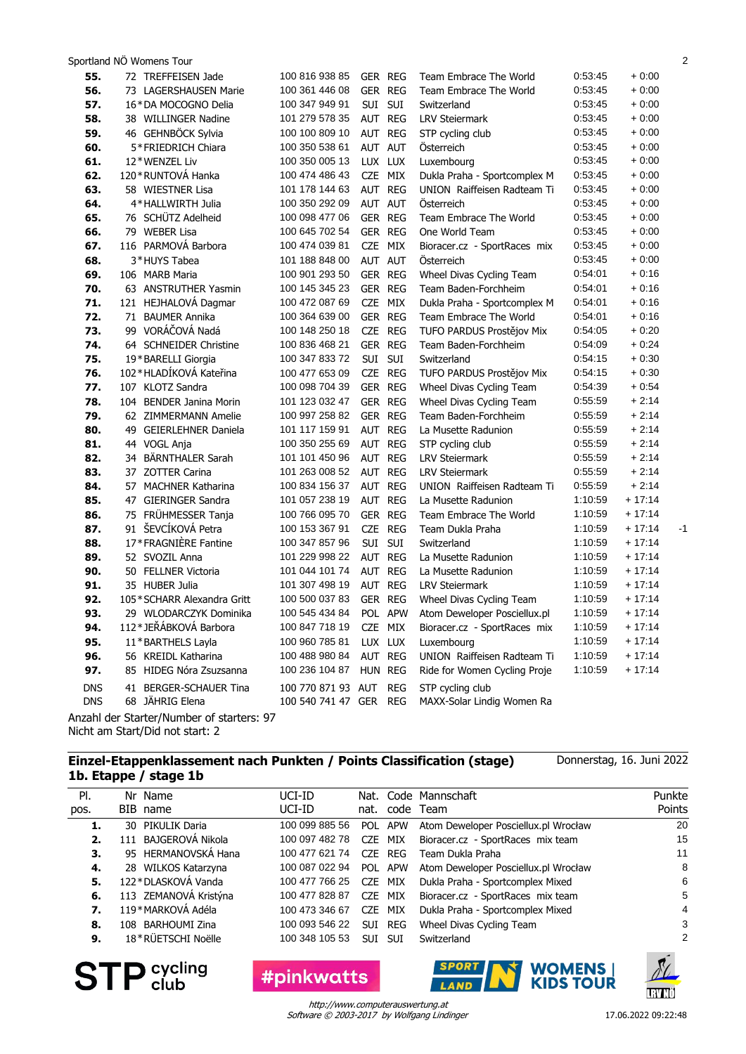Sportland NÖ Womens Tour

| Pl. | Nr | Name | UCI-ID | Nat. | Code | Mannschaft | Zeit | Rückstand | |
|---|---|---|---|---|---|---|---|---|---|
| 55. | 72 | TREFFEISEN Jade | 100 816 938 85 | GER | REG | Team Embrace The World | 0:53:45 | + 0:00 | |
| 56. | 73 | LAGERSHAUSEN Marie | 100 361 446 08 | GER | REG | Team Embrace The World | 0:53:45 | + 0:00 | |
| 57. | 16* | DA MOCOGNO Delia | 100 347 949 91 | SUI | SUI | Switzerland | 0:53:45 | + 0:00 | |
| 58. | 38 | WILLINGER Nadine | 101 279 578 35 | AUT | REG | LRV Steiermark | 0:53:45 | + 0:00 | |
| 59. | 46 | GEHNBÖCK Sylvia | 100 100 809 10 | AUT | REG | STP cycling club | 0:53:45 | + 0:00 | |
| 60. | 5* | FRIEDRICH Chiara | 100 350 538 61 | AUT | AUT | Österreich | 0:53:45 | + 0:00 | |
| 61. | 12* | WENZEL Liv | 100 350 005 13 | LUX | LUX | Luxembourg | 0:53:45 | + 0:00 | |
| 62. | 120* | RUNTOVÁ Hanka | 100 474 486 43 | CZE | MIX | Dukla Praha - Sportcomplex M | 0:53:45 | + 0:00 | |
| 63. | 58 | WIESTNER Lisa | 101 178 144 63 | AUT | REG | UNION Raiffeisen Radteam Ti | 0:53:45 | + 0:00 | |
| 64. | 4* | HALLWIRTH Julia | 100 350 292 09 | AUT | AUT | Österreich | 0:53:45 | + 0:00 | |
| 65. | 76 | SCHÜTZ Adelheid | 100 098 477 06 | GER | REG | Team Embrace The World | 0:53:45 | + 0:00 | |
| 66. | 79 | WEBER Lisa | 100 645 702 54 | GER | REG | One World Team | 0:53:45 | + 0:00 | |
| 67. | 116 | PARMOVÁ Barbora | 100 474 039 81 | CZE | MIX | Bioracer.cz - SportRaces mix | 0:53:45 | + 0:00 | |
| 68. | 3* | HUYS Tabea | 101 188 848 00 | AUT | AUT | Österreich | 0:53:45 | + 0:00 | |
| 69. | 106 | MARB Maria | 100 901 293 50 | GER | REG | Wheel Divas Cycling Team | 0:54:01 | + 0:16 | |
| 70. | 63 | ANSTRUTHER Yasmin | 100 145 345 23 | GER | REG | Team Baden-Forchheim | 0:54:01 | + 0:16 | |
| 71. | 121 | HEJHALOVÁ Dagmar | 100 472 087 69 | CZE | MIX | Dukla Praha - Sportcomplex M | 0:54:01 | + 0:16 | |
| 72. | 71 | BAUMER Annika | 100 364 639 00 | GER | REG | Team Embrace The World | 0:54:01 | + 0:16 | |
| 73. | 99 | VORÁČOVÁ Nadá | 100 148 250 18 | CZE | REG | TUFO PARDUS Prostějov Mix | 0:54:05 | + 0:20 | |
| 74. | 64 | SCHNEIDER Christine | 100 836 468 21 | GER | REG | Team Baden-Forchheim | 0:54:09 | + 0:24 | |
| 75. | 19* | BARELLI Giorgia | 100 347 833 72 | SUI | SUI | Switzerland | 0:54:15 | + 0:30 | |
| 76. | 102* | HLADÍKOVÁ Kateřina | 100 477 653 09 | CZE | REG | TUFO PARDUS Prostějov Mix | 0:54:15 | + 0:30 | |
| 77. | 107 | KLOTZ Sandra | 100 098 704 39 | GER | REG | Wheel Divas Cycling Team | 0:54:39 | + 0:54 | |
| 78. | 104 | BENDER Janina Morin | 101 123 032 47 | GER | REG | Wheel Divas Cycling Team | 0:55:59 | + 2:14 | |
| 79. | 62 | ZIMMERMANN Amelie | 100 997 258 82 | GER | REG | Team Baden-Forchheim | 0:55:59 | + 2:14 | |
| 80. | 49 | GEIERLEHNER Daniela | 101 117 159 91 | AUT | REG | La Musette Radunion | 0:55:59 | + 2:14 | |
| 81. | 44 | VOGL Anja | 100 350 255 69 | AUT | REG | STP cycling club | 0:55:59 | + 2:14 | |
| 82. | 34 | BÄRNTHALER Sarah | 101 101 450 96 | AUT | REG | LRV Steiermark | 0:55:59 | + 2:14 | |
| 83. | 37 | ZOTTER Carina | 101 263 008 52 | AUT | REG | LRV Steiermark | 0:55:59 | + 2:14 | |
| 84. | 57 | MACHNER Katharina | 100 834 156 37 | AUT | REG | UNION Raiffeisen Radteam Ti | 0:55:59 | + 2:14 | |
| 85. | 47 | GIERINGER Sandra | 101 057 238 19 | AUT | REG | La Musette Radunion | 1:10:59 | + 17:14 | |
| 86. | 75 | FRÜHMESSER Tanja | 100 766 095 70 | GER | REG | Team Embrace The World | 1:10:59 | + 17:14 | |
| 87. | 91 | ŠEVCÍKOVÁ Petra | 100 153 367 91 | CZE | REG | Team Dukla Praha | 1:10:59 | + 17:14 | -1 |
| 88. | 17* | FRAGNIÈRE Fantine | 100 347 857 96 | SUI | SUI | Switzerland | 1:10:59 | + 17:14 | |
| 89. | 52 | SVOZIL Anna | 101 229 998 22 | AUT | REG | La Musette Radunion | 1:10:59 | + 17:14 | |
| 90. | 50 | FELLNER Victoria | 101 044 101 74 | AUT | REG | La Musette Radunion | 1:10:59 | + 17:14 | |
| 91. | 35 | HUBER Julia | 101 307 498 19 | AUT | REG | LRV Steiermark | 1:10:59 | + 17:14 | |
| 92. | 105* | SCHARR Alexandra Gritt | 100 500 037 83 | GER | REG | Wheel Divas Cycling Team | 1:10:59 | + 17:14 | |
| 93. | 29 | WLODARCZYK Dominika | 100 545 434 84 | POL | APW | Atom Deweloper Posciellux.pl | 1:10:59 | + 17:14 | |
| 94. | 112* | JEŘÁBKOVÁ Barbora | 100 847 718 19 | CZE | MIX | Bioracer.cz - SportRaces mix | 1:10:59 | + 17:14 | |
| 95. | 11* | BARTHELS Layla | 100 960 785 81 | LUX | LUX | Luxembourg | 1:10:59 | + 17:14 | |
| 96. | 56 | KREIDL Katharina | 100 488 980 84 | AUT | REG | UNION Raiffeisen Radteam Ti | 1:10:59 | + 17:14 | |
| 97. | 85 | HIDEG Nóra Zsuzsanna | 100 236 104 87 | HUN | REG | Ride for Women Cycling Proje | 1:10:59 | + 17:14 | |
| DNS | 41 | BERGER-SCHAUER Tina | 100 770 871 93 | AUT | REG | STP cycling club | | | |
| DNS | 68 | JÄHRIG Elena | 100 540 741 47 | GER | REG | MAXX-Solar Lindig Women Ra | | | |

Anzahl der Starter/Number of starters: 97
Nicht am Start/Did not start: 2

## Einzel-Etappenklassement nach Punkten / Points Classification (stage)

Donnerstag, 16. Juni 2022

**1b. Etappe / stage 1b**

| Pl. pos. | Nr BIB | Name name | UCI-ID UCI-ID | Nat. nat. | Code code | Mannschaft Team | Punkte Points |
|---|---|---|---|---|---|---|---|
| 1. | 30 | PIKULIK Daria | 100 099 885 56 | POL | APW | Atom Deweloper Posciellux.pl Wrocław | 20 |
| 2. | 111 | BAJGEROVÁ Nikola | 100 097 482 78 | CZE | MIX | Bioracer.cz - SportRaces mix team | 15 |
| 3. | 95 | HERMANOVSKÁ Hana | 100 477 621 74 | CZE | REG | Team Dukla Praha | 11 |
| 4. | 28 | WILKOS Katarzyna | 100 087 022 94 | POL | APW | Atom Deweloper Posciellux.pl Wrocław | 8 |
| 5. | 122* | DLASKOVÁ Vanda | 100 477 766 25 | CZE | MIX | Dukla Praha - Sportcomplex Mixed | 6 |
| 6. | 113 | ZEMANOVÁ Kristýna | 100 477 828 87 | CZE | MIX | Bioracer.cz - SportRaces mix team | 5 |
| 7. | 119* | MARKOVÁ Adéla | 100 473 346 67 | CZE | MIX | Dukla Praha - Sportcomplex Mixed | 4 |
| 8. | 108 | BARHOUMI Zina | 100 093 546 22 | SUI | REG | Wheel Divas Cycling Team | 3 |
| 9. | 18* | RÜETSCHI Noëlle | 100 348 105 53 | SUI | SUI | Switzerland | 2 |

STP cycling club · #pinkwatts · SPORTLAND N · WOMENS | KIDS TOUR · LRV NÖ

*http://www.computerauswertung.at*
*Software © 2003-2017 by Wolfgang Lindinger*

17.06.2022 09:22:48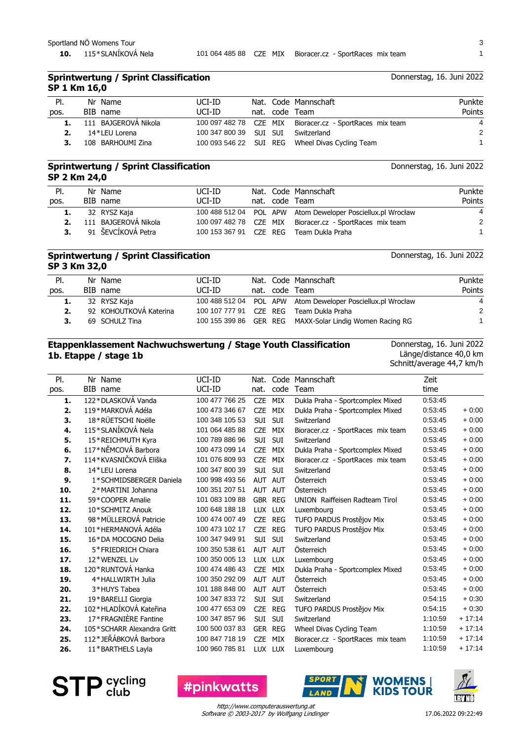| 10. | 115 | *SLANÍKOVÁ Nela | 101 064 485 88 | CZE | MIX | Bioracer.cz - SportRaces mix team | 1 |
|---|---|---|---|---|---|---|---|

## Sprintwertung / Sprint Classification

**SP 1 Km 16,0**

Donnerstag, 16. Juni 2022

| Pl. pos. | Nr BIB | Name name | UCI-ID UCI-ID | Nat. nat. | Code code | Mannschaft Team | Punkte Points |
|---|---|---|---|---|---|---|---|
| 1. | 111 | BAJGEROVÁ Nikola | 100 097 482 78 | CZE | MIX | Bioracer.cz - SportRaces mix team | 4 |
| 2. | 14 | *LEU Lorena | 100 347 800 39 | SUI | SUI | Switzerland | 2 |
| 3. | 108 | BARHOUMI Zina | 100 093 546 22 | SUI | REG | Wheel Divas Cycling Team | 1 |

## Sprintwertung / Sprint Classification

**SP 2 Km 24,0**

Donnerstag, 16. Juni 2022

| Pl. pos. | Nr BIB | Name name | UCI-ID UCI-ID | Nat. nat. | Code code | Mannschaft Team | Punkte Points |
|---|---|---|---|---|---|---|---|
| 1. | 32 | RYSZ Kaja | 100 488 512 04 | POL | APW | Atom Deweloper Posciellux.pl Wrocław | 4 |
| 2. | 111 | BAJGEROVÁ Nikola | 100 097 482 78 | CZE | MIX | Bioracer.cz - SportRaces mix team | 2 |
| 3. | 91 | ŠEVCÍKOVÁ Petra | 100 153 367 91 | CZE | REG | Team Dukla Praha | 1 |

## Sprintwertung / Sprint Classification

**SP 3 Km 32,0**

Donnerstag, 16. Juni 2022

| Pl. pos. | Nr BIB | Name name | UCI-ID UCI-ID | Nat. nat. | Code code | Mannschaft Team | Punkte Points |
|---|---|---|---|---|---|---|---|
| 1. | 32 | RYSZ Kaja | 100 488 512 04 | POL | APW | Atom Deweloper Posciellux.pl Wrocław | 4 |
| 2. | 92 | KOHOUTKOVÁ Katerina | 100 107 777 91 | CZE | REG | Team Dukla Praha | 2 |
| 3. | 69 | SCHULZ Tina | 100 155 399 86 | GER | REG | MAXX-Solar Lindig Women Racing RG | 1 |

## Etappenklassement Nachwuchswertung / Stage Youth Classification

**1b. Etappe / stage 1b**

Donnerstag, 16. Juni 2022
Länge/distance 40,0 km
Schnitt/average 44,7 km/h

| Pl. pos. | Nr BIB | Name name | UCI-ID UCI-ID | Nat. nat. | Code code | Mannschaft Team | Zeit time | |
|---|---|---|---|---|---|---|---|---|
| 1. | 122 | *DLASKOVÁ Vanda | 100 477 766 25 | CZE | MIX | Dukla Praha - Sportcomplex Mixed | 0:53:45 | |
| 2. | 119 | *MARKOVÁ Adéla | 100 473 346 67 | CZE | MIX | Dukla Praha - Sportcomplex Mixed | 0:53:45 | + 0:00 |
| 3. | 18 | *RÜETSCHI Noëlle | 100 348 105 53 | SUI | SUI | Switzerland | 0:53:45 | + 0:00 |
| 4. | 115 | *SLANÍKOVÁ Nela | 101 064 485 88 | CZE | MIX | Bioracer.cz - SportRaces mix team | 0:53:45 | + 0:00 |
| 5. | 15 | *REICHMUTH Kyra | 100 789 886 96 | SUI | SUI | Switzerland | 0:53:45 | + 0:00 |
| 6. | 117 | *NĚMCOVÁ Barbora | 100 473 099 14 | CZE | MIX | Dukla Praha - Sportcomplex Mixed | 0:53:45 | + 0:00 |
| 7. | 114 | *KVASNIČKOVÁ Eliška | 101 076 809 93 | CZE | MIX | Bioracer.cz - SportRaces mix team | 0:53:45 | + 0:00 |
| 8. | 14 | *LEU Lorena | 100 347 800 39 | SUI | SUI | Switzerland | 0:53:45 | + 0:00 |
| 9. | 1 | *SCHMIDSBERGER Daniela | 100 998 493 56 | AUT | AUT | Österreich | 0:53:45 | + 0:00 |
| 10. | 2 | *MARTINI Johanna | 100 351 207 51 | AUT | AUT | Österreich | 0:53:45 | + 0:00 |
| 11. | 59 | *COOPER Amalie | 101 083 109 88 | GBR | REG | UNION Raiffeisen Radteam Tirol | 0:53:45 | + 0:00 |
| 12. | 10 | *SCHMITZ Anouk | 100 648 188 18 | LUX | LUX | Luxembourg | 0:53:45 | + 0:00 |
| 13. | 98 | *MÜLLEROVÁ Patricie | 100 474 007 49 | CZE | REG | TUFO PARDUS Prostějov Mix | 0:53:45 | + 0:00 |
| 14. | 101 | *HERMANOVÁ Adéla | 100 473 102 17 | CZE | REG | TUFO PARDUS Prostějov Mix | 0:53:45 | + 0:00 |
| 15. | 16 | *DA MOCOGNO Delia | 100 347 949 91 | SUI | SUI | Switzerland | 0:53:45 | + 0:00 |
| 16. | 5 | *FRIEDRICH Chiara | 100 350 538 61 | AUT | AUT | Österreich | 0:53:45 | + 0:00 |
| 17. | 12 | *WENZEL Liv | 100 350 005 13 | LUX | LUX | Luxembourg | 0:53:45 | + 0:00 |
| 18. | 120 | *RUNTOVÁ Hanka | 100 474 486 43 | CZE | MIX | Dukla Praha - Sportcomplex Mixed | 0:53:45 | + 0:00 |
| 19. | 4 | *HALLWIRTH Julia | 100 350 292 09 | AUT | AUT | Österreich | 0:53:45 | + 0:00 |
| 20. | 3 | *HUYS Tabea | 101 188 848 00 | AUT | AUT | Österreich | 0:53:45 | + 0:00 |
| 21. | 19 | *BARELLI Giorgia | 100 347 833 72 | SUI | SUI | Switzerland | 0:54:15 | + 0:30 |
| 22. | 102 | *HLADÍKOVÁ Kateřina | 100 477 653 09 | CZE | REG | TUFO PARDUS Prostějov Mix | 0:54:15 | + 0:30 |
| 23. | 17 | *FRAGNIÈRE Fantine | 100 347 857 96 | SUI | SUI | Switzerland | 1:10:59 | + 17:14 |
| 24. | 105 | *SCHARR Alexandra Gritt | 100 500 037 83 | GER | REG | Wheel Divas Cycling Team | 1:10:59 | + 17:14 |
| 25. | 112 | *JEŘÁBKOVÁ Barbora | 100 847 718 19 | CZE | MIX | Bioracer.cz - SportRaces mix team | 1:10:59 | + 17:14 |
| 26. | 11 | *BARTHELS Layla | 100 960 785 81 | LUX | LUX | Luxembourg | 1:10:59 | + 17:14 |

http://www.computerauswertung.at
Software © 2003-2017 by Wolfgang Lindinger

17.06.2022 09:22:49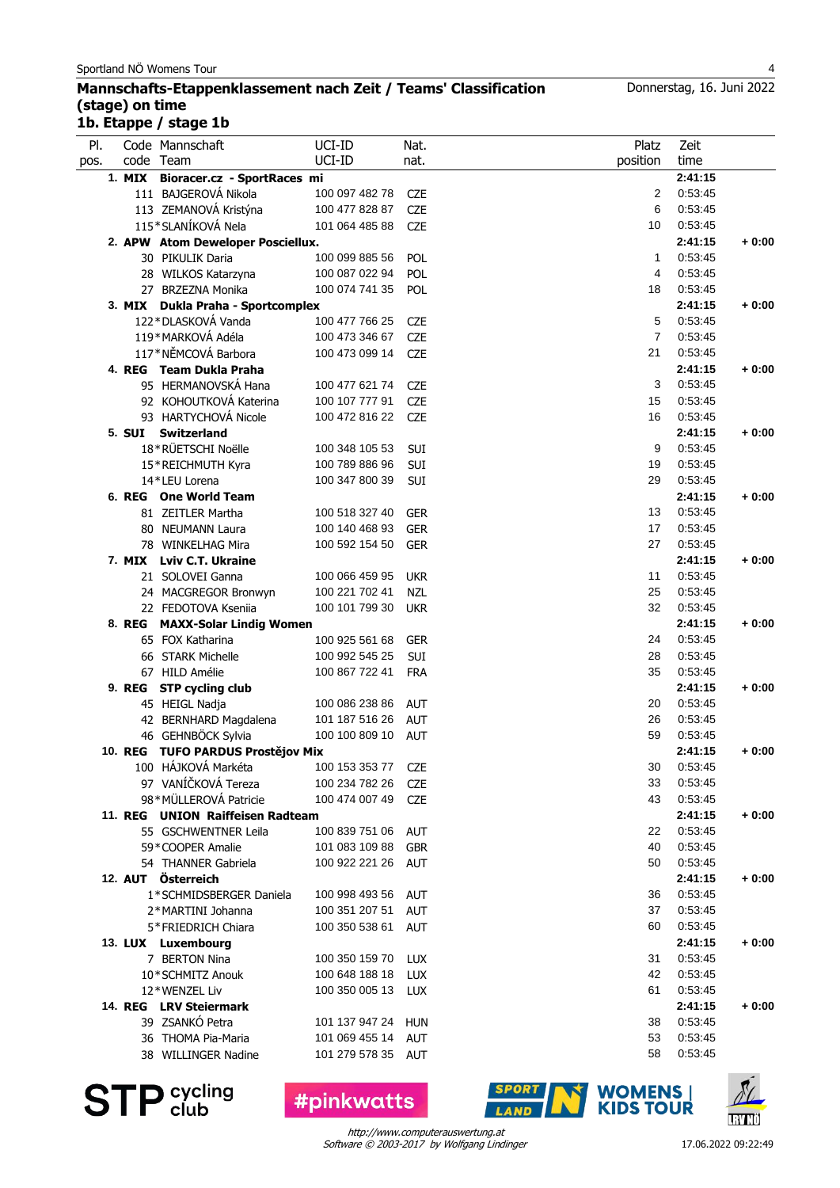Sportland NÖ Womens Tour

## Mannschafts-Etappenklassement nach Zeit / Teams' Classification (stage) on time

Donnerstag, 16. Juni 2022

### 1b. Etappe / stage 1b

| Pl. pos. | Code code | Mannschaft Team | UCI-ID UCI-ID | Nat. nat. | Platz position | Zeit time | |
|---|---|---|---|---|---|---|---|
| **1.** | **MIX** | **Bioracer.cz - SportRaces mi** | | | | **2:41:15** | |
| | 111 | BAJGEROVÁ Nikola | 100 097 482 78 | CZE | 2 | 0:53:45 | |
| | 113 | ZEMANOVÁ Kristýna | 100 477 828 87 | CZE | 6 | 0:53:45 | |
| | 115* | SLANÍKOVÁ Nela | 101 064 485 88 | CZE | 10 | 0:53:45 | |
| **2.** | **APW** | **Atom Deweloper Posciellux.** | | | | **2:41:15** | **+ 0:00** |
| | 30 | PIKULIK Daria | 100 099 885 56 | POL | 1 | 0:53:45 | |
| | 28 | WILKOS Katarzyna | 100 087 022 94 | POL | 4 | 0:53:45 | |
| | 27 | BRZEZNA Monika | 100 074 741 35 | POL | 18 | 0:53:45 | |
| **3.** | **MIX** | **Dukla Praha - Sportcomplex** | | | | **2:41:15** | **+ 0:00** |
| | 122* | DLASKOVÁ Vanda | 100 477 766 25 | CZE | 5 | 0:53:45 | |
| | 119* | MARKOVÁ Adéla | 100 473 346 67 | CZE | 7 | 0:53:45 | |
| | 117* | NĚMCOVÁ Barbora | 100 473 099 14 | CZE | 21 | 0:53:45 | |
| **4.** | **REG** | **Team Dukla Praha** | | | | **2:41:15** | **+ 0:00** |
| | 95 | HERMANOVSKÁ Hana | 100 477 621 74 | CZE | 3 | 0:53:45 | |
| | 92 | KOHOUTKOVÁ Katerina | 100 107 777 91 | CZE | 15 | 0:53:45 | |
| | 93 | HARTYCHOVÁ Nicole | 100 472 816 22 | CZE | 16 | 0:53:45 | |
| **5.** | **SUI** | **Switzerland** | | | | **2:41:15** | **+ 0:00** |
| | 18* | RÜETSCHI Noëlle | 100 348 105 53 | SUI | 9 | 0:53:45 | |
| | 15* | REICHMUTH Kyra | 100 789 886 96 | SUI | 19 | 0:53:45 | |
| | 14* | LEU Lorena | 100 347 800 39 | SUI | 29 | 0:53:45 | |
| **6.** | **REG** | **One World Team** | | | | **2:41:15** | **+ 0:00** |
| | 81 | ZEITLER Martha | 100 518 327 40 | GER | 13 | 0:53:45 | |
| | 80 | NEUMANN Laura | 100 140 468 93 | GER | 17 | 0:53:45 | |
| | 78 | WINKELHAG Mira | 100 592 154 50 | GER | 27 | 0:53:45 | |
| **7.** | **MIX** | **Lviv C.T. Ukraine** | | | | **2:41:15** | **+ 0:00** |
| | 21 | SOLOVEI Ganna | 100 066 459 95 | UKR | 11 | 0:53:45 | |
| | 24 | MACGREGOR Bronwyn | 100 221 702 41 | NZL | 25 | 0:53:45 | |
| | 22 | FEDOTOVA Kseniia | 100 101 799 30 | UKR | 32 | 0:53:45 | |
| **8.** | **REG** | **MAXX-Solar Lindig Women** | | | | **2:41:15** | **+ 0:00** |
| | 65 | FOX Katharina | 100 925 561 68 | GER | 24 | 0:53:45 | |
| | 66 | STARK Michelle | 100 992 545 25 | SUI | 28 | 0:53:45 | |
| | 67 | HILD Amélie | 100 867 722 41 | FRA | 35 | 0:53:45 | |
| **9.** | **REG** | **STP cycling club** | | | | **2:41:15** | **+ 0:00** |
| | 45 | HEIGL Nadja | 100 086 238 86 | AUT | 20 | 0:53:45 | |
| | 42 | BERNHARD Magdalena | 101 187 516 26 | AUT | 26 | 0:53:45 | |
| | 46 | GEHNBÖCK Sylvia | 100 100 809 10 | AUT | 59 | 0:53:45 | |
| **10.** | **REG** | **TUFO PARDUS Prostějov Mix** | | | | **2:41:15** | **+ 0:00** |
| | 100 | HÁJKOVÁ Markéta | 100 153 353 77 | CZE | 30 | 0:53:45 | |
| | 97 | VANÍČKOVÁ Tereza | 100 234 782 26 | CZE | 33 | 0:53:45 | |
| | 98* | MÜLLEROVÁ Patricie | 100 474 007 49 | CZE | 43 | 0:53:45 | |
| **11.** | **REG** | **UNION Raiffeisen Radteam** | | | | **2:41:15** | **+ 0:00** |
| | 55 | GSCHWENTNER Leila | 100 839 751 06 | AUT | 22 | 0:53:45 | |
| | 59* | COOPER Amalie | 101 083 109 88 | GBR | 40 | 0:53:45 | |
| | 54 | THANNER Gabriela | 100 922 221 26 | AUT | 50 | 0:53:45 | |
| **12.** | **AUT** | **Österreich** | | | | **2:41:15** | **+ 0:00** |
| | 1* | SCHMIDSBERGER Daniela | 100 998 493 56 | AUT | 36 | 0:53:45 | |
| | 2* | MARTINI Johanna | 100 351 207 51 | AUT | 37 | 0:53:45 | |
| | 5* | FRIEDRICH Chiara | 100 350 538 61 | AUT | 60 | 0:53:45 | |
| **13.** | **LUX** | **Luxembourg** | | | | **2:41:15** | **+ 0:00** |
| | 7 | BERTON Nina | 100 350 159 70 | LUX | 31 | 0:53:45 | |
| | 10* | SCHMITZ Anouk | 100 648 188 18 | LUX | 42 | 0:53:45 | |
| | 12* | WENZEL Liv | 100 350 005 13 | LUX | 61 | 0:53:45 | |
| **14.** | **REG** | **LRV Steiermark** | | | | **2:41:15** | **+ 0:00** |
| | 39 | ZSANKÓ Petra | 101 137 947 24 | HUN | 38 | 0:53:45 | |
| | 36 | THOMA Pia-Maria | 101 069 455 14 | AUT | 53 | 0:53:45 | |
| | 38 | WILLINGER Nadine | 101 279 578 35 | AUT | 58 | 0:53:45 | |

STP cycling club — #pinkwatts — SPORTLAND N — WOMENS | KIDS TOUR — LRV NÖ

*http://www.computerauswertung.at*
*Software © 2003-2017 by Wolfgang Lindinger*

17.06.2022 09:22:49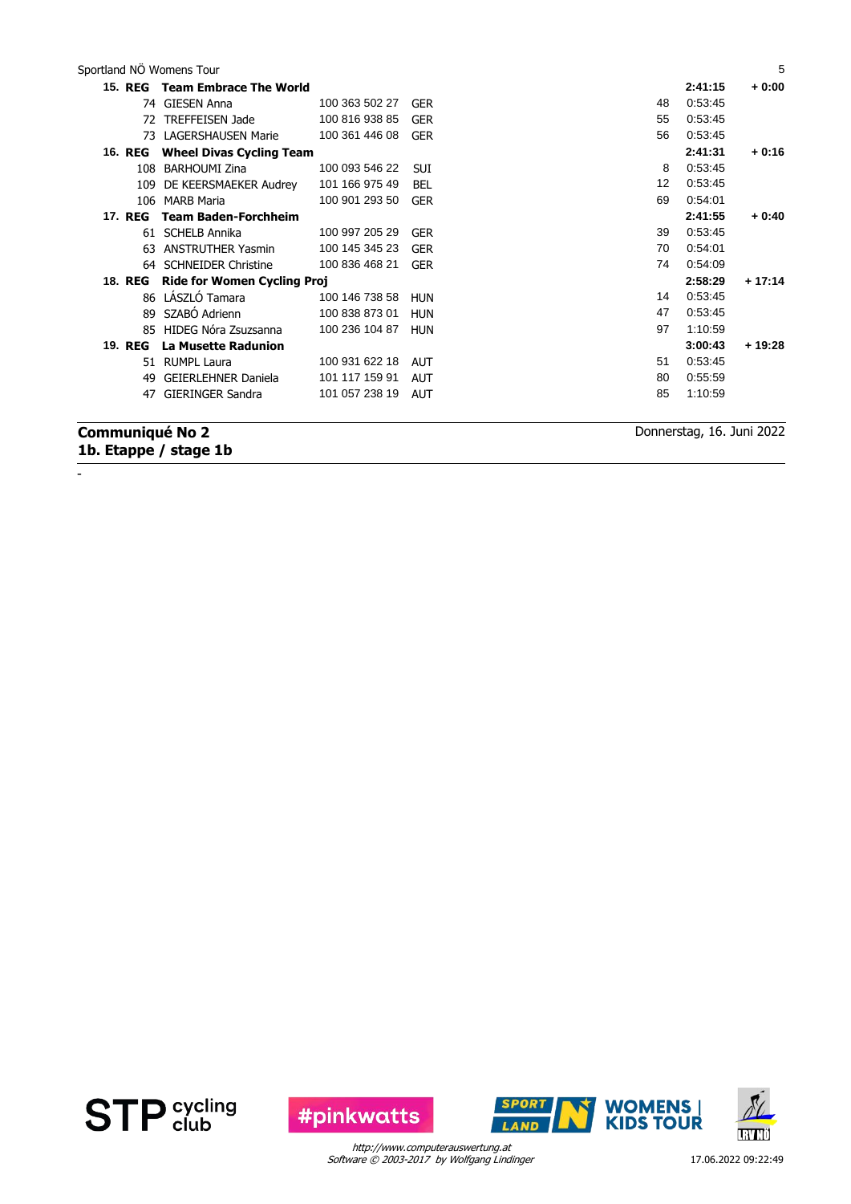| Rank | Cat. | No. | Name | UCI ID | Nat. | Pos. | Time | Gap |
|---|---|---|---|---|---|---|---|---|
| 15. | REG | | **Team Embrace The World** | | | | **2:41:15** | **+ 0:00** |
| | | 74 | GIESEN Anna | 100 363 502 27 | GER | 48 | 0:53:45 | |
| | | 72 | TREFFEISEN Jade | 100 816 938 85 | GER | 55 | 0:53:45 | |
| | | 73 | LAGERSHAUSEN Marie | 100 361 446 08 | GER | 56 | 0:53:45 | |
| 16. | REG | | **Wheel Divas Cycling Team** | | | | **2:41:31** | **+ 0:16** |
| | | 108 | BARHOUMI Zina | 100 093 546 22 | SUI | 8 | 0:53:45 | |
| | | 109 | DE KEERSMAEKER Audrey | 101 166 975 49 | BEL | 12 | 0:53:45 | |
| | | 106 | MARB Maria | 100 901 293 50 | GER | 69 | 0:54:01 | |
| 17. | REG | | **Team Baden-Forchheim** | | | | **2:41:55** | **+ 0:40** |
| | | 61 | SCHELB Annika | 100 997 205 29 | GER | 39 | 0:53:45 | |
| | | 63 | ANSTRUTHER Yasmin | 100 145 345 23 | GER | 70 | 0:54:01 | |
| | | 64 | SCHNEIDER Christine | 100 836 468 21 | GER | 74 | 0:54:09 | |
| 18. | REG | | **Ride for Women Cycling Proj** | | | | **2:58:29** | **+ 17:14** |
| | | 86 | LÁSZLÓ Tamara | 100 146 738 58 | HUN | 14 | 0:53:45 | |
| | | 89 | SZABÓ Adrienn | 100 838 873 01 | HUN | 47 | 0:53:45 | |
| | | 85 | HIDEG Nóra Zsuzsanna | 100 236 104 87 | HUN | 97 | 1:10:59 | |
| 19. | REG | | **La Musette Radunion** | | | | **3:00:43** | **+ 19:28** |
| | | 51 | RUMPL Laura | 100 931 622 18 | AUT | 51 | 0:53:45 | |
| | | 49 | GEIERLEHNER Daniela | 101 117 159 91 | AUT | 80 | 0:55:59 | |
| | | 47 | GIERINGER Sandra | 101 057 238 19 | AUT | 85 | 1:10:59 | |

**Communiqué No 2**
**1b. Etappe / stage 1b**

Donnerstag, 16. Juni 2022

-

*http://www.computerauswertung.at*
*Software © 2003-2017 by Wolfgang Lindinger*

17.06.2022 09:22:49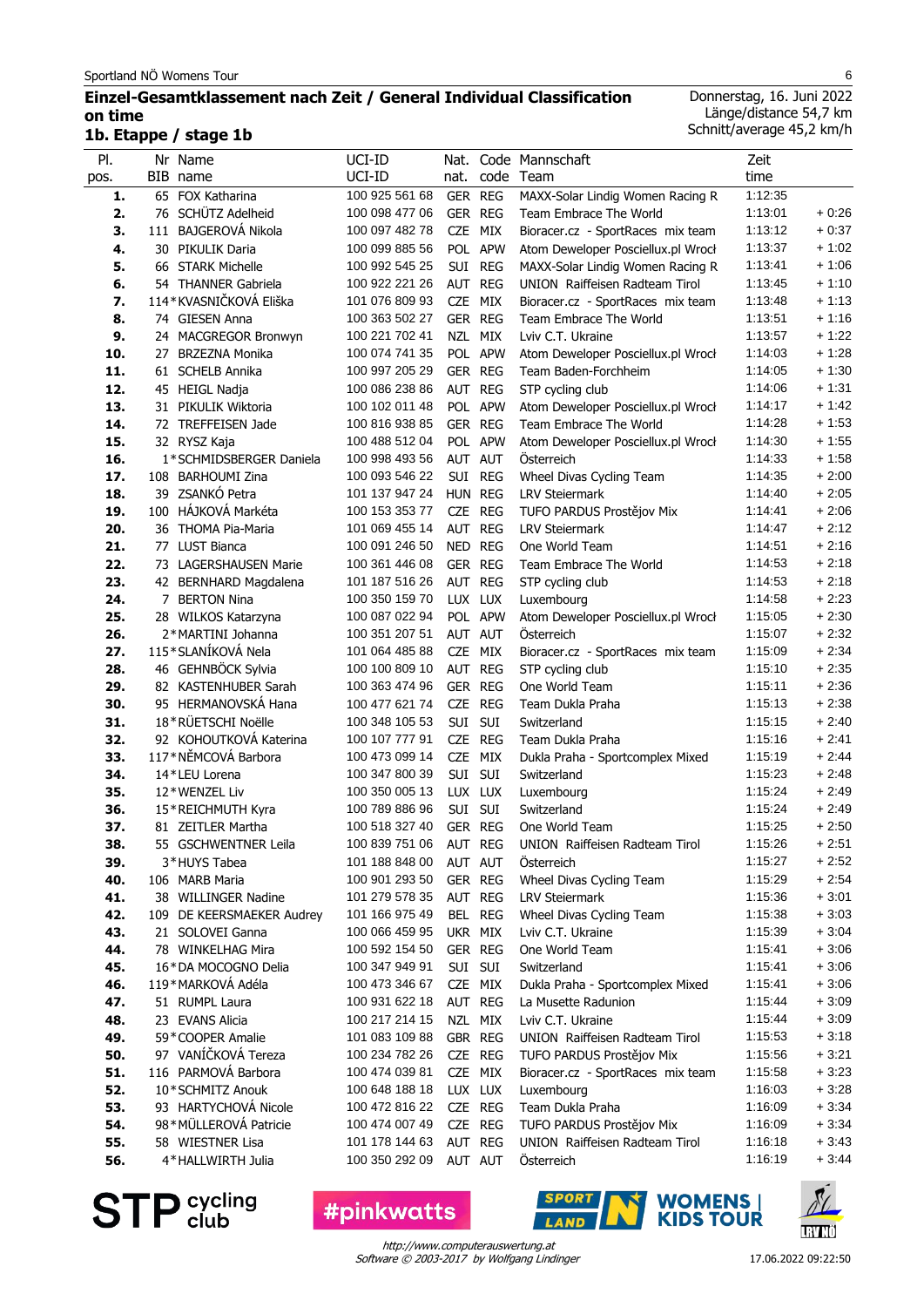Sportland NÖ Womens Tour

## Einzel-Gesamtklassement nach Zeit / General Individual Classification on time
### 1b. Etappe / stage 1b

Donnerstag, 16. Juni 2022
Länge/distance 54,7 km
Schnitt/average 45,2 km/h

| Pl. pos. | Nr BIB | Name name | UCI-ID UCI-ID | Nat. nat. | Code code | Mannschaft Team | Zeit time | |
|---|---|---|---|---|---|---|---|---|
| 1. | 65 | FOX Katharina | 100 925 561 68 | GER | REG | MAXX-Solar Lindig Women Racing R | 1:12:35 | |
| 2. | 76 | SCHÜTZ Adelheid | 100 098 477 06 | GER | REG | Team Embrace The World | 1:13:01 | + 0:26 |
| 3. | 111 | BAJGEROVÁ Nikola | 100 097 482 78 | CZE | MIX | Bioracer.cz - SportRaces mix team | 1:13:12 | + 0:37 |
| 4. | 30 | PIKULIK Daria | 100 099 885 56 | POL | APW | Atom Deweloper Posciellux.pl Wrocł | 1:13:37 | + 1:02 |
| 5. | 66 | STARK Michelle | 100 992 545 25 | SUI | REG | MAXX-Solar Lindig Women Racing R | 1:13:41 | + 1:06 |
| 6. | 54 | THANNER Gabriela | 100 922 221 26 | AUT | REG | UNION Raiffeisen Radteam Tirol | 1:13:45 | + 1:10 |
| 7. | 114* | KVASNIČKOVÁ Eliška | 101 076 809 93 | CZE | MIX | Bioracer.cz - SportRaces mix team | 1:13:48 | + 1:13 |
| 8. | 74 | GIESEN Anna | 100 363 502 27 | GER | REG | Team Embrace The World | 1:13:51 | + 1:16 |
| 9. | 24 | MACGREGOR Bronwyn | 100 221 702 41 | NZL | MIX | Lviv C.T. Ukraine | 1:13:57 | + 1:22 |
| 10. | 27 | BRZEZNA Monika | 100 074 741 35 | POL | APW | Atom Deweloper Posciellux.pl Wrocł | 1:14:03 | + 1:28 |
| 11. | 61 | SCHELB Annika | 100 997 205 29 | GER | REG | Team Baden-Forchheim | 1:14:05 | + 1:30 |
| 12. | 45 | HEIGL Nadja | 100 086 238 86 | AUT | REG | STP cycling club | 1:14:06 | + 1:31 |
| 13. | 31 | PIKULIK Wiktoria | 100 102 011 48 | POL | APW | Atom Deweloper Posciellux.pl Wrocł | 1:14:17 | + 1:42 |
| 14. | 72 | TREFFEISEN Jade | 100 816 938 85 | GER | REG | Team Embrace The World | 1:14:28 | + 1:53 |
| 15. | 32 | RYSZ Kaja | 100 488 512 04 | POL | APW | Atom Deweloper Posciellux.pl Wrocł | 1:14:30 | + 1:55 |
| 16. | 1* | SCHMIDSBERGER Daniela | 100 998 493 56 | AUT | AUT | Österreich | 1:14:33 | + 1:58 |
| 17. | 108 | BARHOUMI Zina | 100 093 546 22 | SUI | REG | Wheel Divas Cycling Team | 1:14:35 | + 2:00 |
| 18. | 39 | ZSANKÓ Petra | 101 137 947 24 | HUN | REG | LRV Steiermark | 1:14:40 | + 2:05 |
| 19. | 100 | HÁJKOVÁ Markéta | 100 153 353 77 | CZE | REG | TUFO PARDUS Prostějov Mix | 1:14:41 | + 2:06 |
| 20. | 36 | THOMA Pia-Maria | 101 069 455 14 | AUT | REG | LRV Steiermark | 1:14:47 | + 2:12 |
| 21. | 77 | LUST Bianca | 100 091 246 50 | NED | REG | One World Team | 1:14:51 | + 2:16 |
| 22. | 73 | LAGERSHAUSEN Marie | 100 361 446 08 | GER | REG | Team Embrace The World | 1:14:53 | + 2:18 |
| 23. | 42 | BERNHARD Magdalena | 101 187 516 26 | AUT | REG | STP cycling club | 1:14:53 | + 2:18 |
| 24. | 7 | BERTON Nina | 100 350 159 70 | LUX | LUX | Luxembourg | 1:14:58 | + 2:23 |
| 25. | 28 | WILKOS Katarzyna | 100 087 022 94 | POL | APW | Atom Deweloper Posciellux.pl Wrocł | 1:15:05 | + 2:30 |
| 26. | 2* | MARTINI Johanna | 100 351 207 51 | AUT | AUT | Österreich | 1:15:07 | + 2:32 |
| 27. | 115* | SLANÍKOVÁ Nela | 101 064 485 88 | CZE | MIX | Bioracer.cz - SportRaces mix team | 1:15:09 | + 2:34 |
| 28. | 46 | GEHNBÖCK Sylvia | 100 100 809 10 | AUT | REG | STP cycling club | 1:15:10 | + 2:35 |
| 29. | 82 | KASTENHUBER Sarah | 100 363 474 96 | GER | REG | One World Team | 1:15:11 | + 2:36 |
| 30. | 95 | HERMANOVSKÁ Hana | 100 477 621 74 | CZE | REG | Team Dukla Praha | 1:15:13 | + 2:38 |
| 31. | 18* | RÜETSCHI Noëlle | 100 348 105 53 | SUI | SUI | Switzerland | 1:15:15 | + 2:40 |
| 32. | 92 | KOHOUTKOVÁ Katerina | 100 107 777 91 | CZE | REG | Team Dukla Praha | 1:15:16 | + 2:41 |
| 33. | 117* | NĚMCOVÁ Barbora | 100 473 099 14 | CZE | MIX | Dukla Praha - Sportcomplex Mixed | 1:15:19 | + 2:44 |
| 34. | 14* | LEU Lorena | 100 347 800 39 | SUI | SUI | Switzerland | 1:15:23 | + 2:48 |
| 35. | 12* | WENZEL Liv | 100 350 005 13 | LUX | LUX | Luxembourg | 1:15:24 | + 2:49 |
| 36. | 15* | REICHMUTH Kyra | 100 789 886 96 | SUI | SUI | Switzerland | 1:15:24 | + 2:49 |
| 37. | 81 | ZEITLER Martha | 100 518 327 40 | GER | REG | One World Team | 1:15:25 | + 2:50 |
| 38. | 55 | GSCHWENTNER Leila | 100 839 751 06 | AUT | REG | UNION Raiffeisen Radteam Tirol | 1:15:26 | + 2:51 |
| 39. | 3* | HUYS Tabea | 101 188 848 00 | AUT | AUT | Österreich | 1:15:27 | + 2:52 |
| 40. | 106 | MARB Maria | 100 901 293 50 | GER | REG | Wheel Divas Cycling Team | 1:15:29 | + 2:54 |
| 41. | 38 | WILLINGER Nadine | 101 279 578 35 | AUT | REG | LRV Steiermark | 1:15:36 | + 3:01 |
| 42. | 109 | DE KEERSMAEKER Audrey | 101 166 975 49 | BEL | REG | Wheel Divas Cycling Team | 1:15:38 | + 3:03 |
| 43. | 21 | SOLOVEI Ganna | 100 066 459 95 | UKR | MIX | Lviv C.T. Ukraine | 1:15:39 | + 3:04 |
| 44. | 78 | WINKELHAG Mira | 100 592 154 50 | GER | REG | One World Team | 1:15:41 | + 3:06 |
| 45. | 16* | DA MOCOGNO Delia | 100 347 949 91 | SUI | SUI | Switzerland | 1:15:41 | + 3:06 |
| 46. | 119* | MARKOVÁ Adéla | 100 473 346 67 | CZE | MIX | Dukla Praha - Sportcomplex Mixed | 1:15:41 | + 3:06 |
| 47. | 51 | RUMPL Laura | 100 931 622 18 | AUT | REG | La Musette Radunion | 1:15:44 | + 3:09 |
| 48. | 23 | EVANS Alicia | 100 217 214 15 | NZL | MIX | Lviv C.T. Ukraine | 1:15:44 | + 3:09 |
| 49. | 59* | COOPER Amalie | 101 083 109 88 | GBR | REG | UNION Raiffeisen Radteam Tirol | 1:15:53 | + 3:18 |
| 50. | 97 | VANÍČKOVÁ Tereza | 100 234 782 26 | CZE | REG | TUFO PARDUS Prostějov Mix | 1:15:56 | + 3:21 |
| 51. | 116 | PARMOVÁ Barbora | 100 474 039 81 | CZE | MIX | Bioracer.cz - SportRaces mix team | 1:15:58 | + 3:23 |
| 52. | 10* | SCHMITZ Anouk | 100 648 188 18 | LUX | LUX | Luxembourg | 1:16:03 | + 3:28 |
| 53. | 93 | HARTYCHOVÁ Nicole | 100 472 816 22 | CZE | REG | Team Dukla Praha | 1:16:09 | + 3:34 |
| 54. | 98* | MÜLLEROVÁ Patricie | 100 474 007 49 | CZE | REG | TUFO PARDUS Prostějov Mix | 1:16:09 | + 3:34 |
| 55. | 58 | WIESTNER Lisa | 101 178 144 63 | AUT | REG | UNION Raiffeisen Radteam Tirol | 1:16:18 | + 3:43 |
| 56. | 4* | HALLWIRTH Julia | 100 350 292 09 | AUT | AUT | Österreich | 1:16:19 | + 3:44 |

*http://www.computerauswertung.at*
*Software © 2003-2017 by Wolfgang Lindinger*

17.06.2022 09:22:50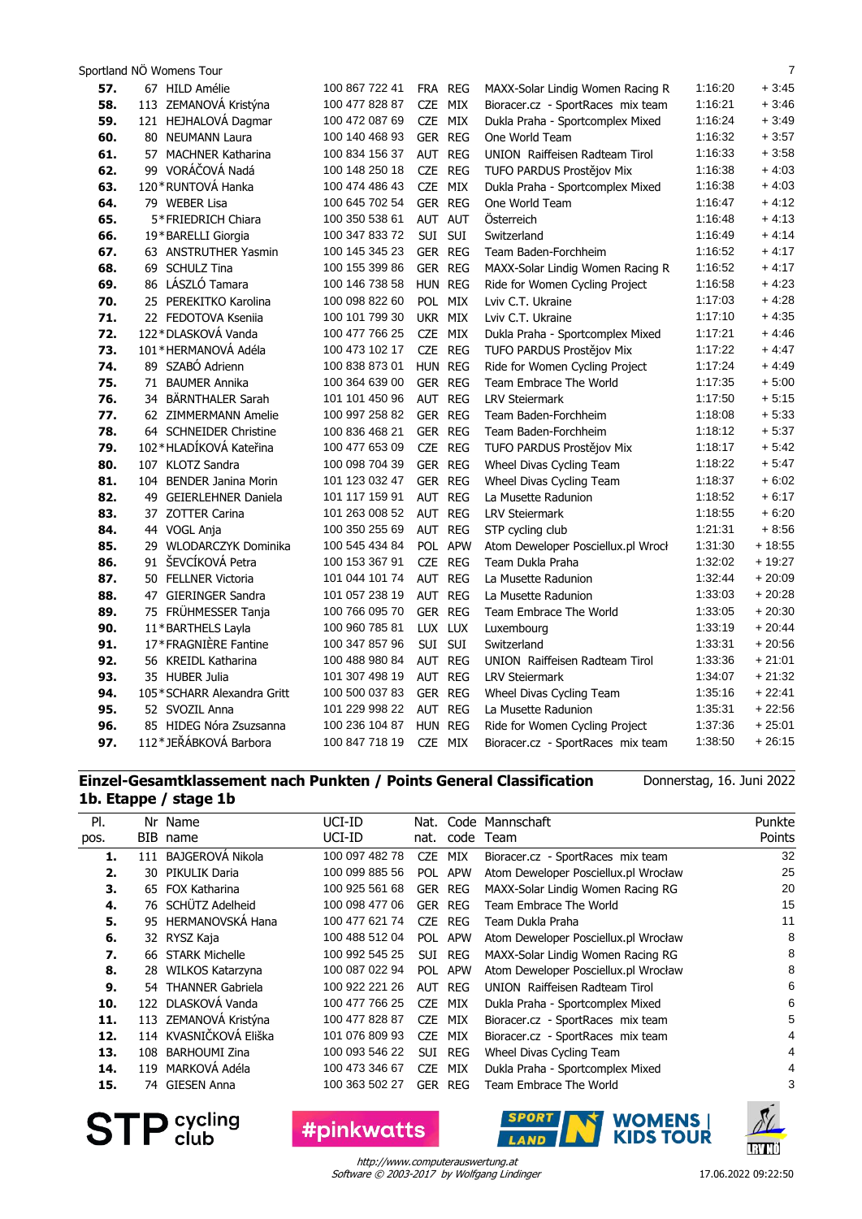| | | | | | | | | |
|---|---|---|---|---|---|---|---|---|
| **57.** | 67 | HILD Amélie | 100 867 722 41 | FRA | REG | MAXX-Solar Lindig Women Racing R | 1:16:20 | + 3:45 |
| **58.** | 113 | ZEMANOVÁ Kristýna | 100 477 828 87 | CZE | MIX | Bioracer.cz - SportRaces mix team | 1:16:21 | + 3:46 |
| **59.** | 121 | HEJHALOVÁ Dagmar | 100 472 087 69 | CZE | MIX | Dukla Praha - Sportcomplex Mixed | 1:16:24 | + 3:49 |
| **60.** | 80 | NEUMANN Laura | 100 140 468 93 | GER | REG | One World Team | 1:16:32 | + 3:57 |
| **61.** | 57 | MACHNER Katharina | 100 834 156 37 | AUT | REG | UNION Raiffeisen Radteam Tirol | 1:16:33 | + 3:58 |
| **62.** | 99 | VORÁČOVÁ Nadá | 100 148 250 18 | CZE | REG | TUFO PARDUS Prostějov Mix | 1:16:38 | + 4:03 |
| **63.** | 120* | RUNTOVÁ Hanka | 100 474 486 43 | CZE | MIX | Dukla Praha - Sportcomplex Mixed | 1:16:38 | + 4:03 |
| **64.** | 79 | WEBER Lisa | 100 645 702 54 | GER | REG | One World Team | 1:16:47 | + 4:12 |
| **65.** | 5* | FRIEDRICH Chiara | 100 350 538 61 | AUT | AUT | Österreich | 1:16:48 | + 4:13 |
| **66.** | 19* | BARELLI Giorgia | 100 347 833 72 | SUI | SUI | Switzerland | 1:16:49 | + 4:14 |
| **67.** | 63 | ANSTRUTHER Yasmin | 100 145 345 23 | GER | REG | Team Baden-Forchheim | 1:16:52 | + 4:17 |
| **68.** | 69 | SCHULZ Tina | 100 155 399 86 | GER | REG | MAXX-Solar Lindig Women Racing R | 1:16:52 | + 4:17 |
| **69.** | 86 | LÁSZLÓ Tamara | 100 146 738 58 | HUN | REG | Ride for Women Cycling Project | 1:16:58 | + 4:23 |
| **70.** | 25 | PEREKITKO Karolina | 100 098 822 60 | POL | MIX | Lviv C.T. Ukraine | 1:17:03 | + 4:28 |
| **71.** | 22 | FEDOTOVA Kseniia | 100 101 799 30 | UKR | MIX | Lviv C.T. Ukraine | 1:17:10 | + 4:35 |
| **72.** | 122* | DLASKOVÁ Vanda | 100 477 766 25 | CZE | MIX | Dukla Praha - Sportcomplex Mixed | 1:17:21 | + 4:46 |
| **73.** | 101* | HERMANOVÁ Adéla | 100 473 102 17 | CZE | REG | TUFO PARDUS Prostějov Mix | 1:17:22 | + 4:47 |
| **74.** | 89 | SZABÓ Adrienn | 100 838 873 01 | HUN | REG | Ride for Women Cycling Project | 1:17:24 | + 4:49 |
| **75.** | 71 | BAUMER Annika | 100 364 639 00 | GER | REG | Team Embrace The World | 1:17:35 | + 5:00 |
| **76.** | 34 | BÄRNTHALER Sarah | 101 101 450 96 | AUT | REG | LRV Steiermark | 1:17:50 | + 5:15 |
| **77.** | 62 | ZIMMERMANN Amelie | 100 997 258 62 | GER | REG | Team Baden-Forchheim | 1:18:08 | + 5:33 |
| **78.** | 64 | SCHNEIDER Christine | 100 836 468 21 | GER | REG | Team Baden-Forchheim | 1:18:12 | + 5:37 |
| **79.** | 102* | HLADÍKOVÁ Kateřina | 100 477 653 09 | CZE | REG | TUFO PARDUS Prostějov Mix | 1:18:17 | + 5:42 |
| **80.** | 107 | KLOTZ Sandra | 100 098 704 39 | GER | REG | Wheel Divas Cycling Team | 1:18:22 | + 5:47 |
| **81.** | 104 | BENDER Janina Morin | 101 123 032 47 | GER | REG | Wheel Divas Cycling Team | 1:18:37 | + 6:02 |
| **82.** | 49 | GEIERLEHNER Daniela | 101 117 159 91 | AUT | REG | La Musette Radunion | 1:18:52 | + 6:17 |
| **83.** | 37 | ZOTTER Carina | 101 263 008 52 | AUT | REG | LRV Steiermark | 1:18:55 | + 6:20 |
| **84.** | 44 | VOGL Anja | 100 350 255 69 | AUT | REG | STP cycling club | 1:21:31 | + 8:56 |
| **85.** | 29 | WLODARCZYK Dominika | 100 545 434 84 | POL | APW | Atom Deweloper Posciellux.pl Wrocł | 1:31:30 | + 18:55 |
| **86.** | 91 | ŠEVČÍKOVÁ Petra | 100 153 367 91 | CZE | REG | Team Dukla Praha | 1:32:02 | + 19:27 |
| **87.** | 50 | FELLNER Victoria | 101 044 101 74 | AUT | REG | La Musette Radunion | 1:32:44 | + 20:09 |
| **88.** | 47 | GIERINGER Sandra | 101 057 238 19 | AUT | REG | La Musette Radunion | 1:33:03 | + 20:28 |
| **89.** | 75 | FRÜHMESSER Tanja | 100 766 095 70 | GER | REG | Team Embrace The World | 1:33:05 | + 20:30 |
| **90.** | 11* | BARTHELS Layla | 100 960 785 81 | LUX | LUX | Luxembourg | 1:33:19 | + 20:44 |
| **91.** | 17* | FRAGNIÈRE Fantine | 100 347 857 96 | SUI | SUI | Switzerland | 1:33:31 | + 20:56 |
| **92.** | 56 | KREIDL Katharina | 100 488 980 84 | AUT | REG | UNION Raiffeisen Radteam Tirol | 1:33:36 | + 21:01 |
| **93.** | 35 | HUBER Julia | 101 307 498 19 | AUT | REG | LRV Steiermark | 1:34:07 | + 21:32 |
| **94.** | 105* | SCHARR Alexandra Gritt | 100 500 037 83 | GER | REG | Wheel Divas Cycling Team | 1:35:16 | + 22:41 |
| **95.** | 52 | SVOZIL Anna | 101 229 999 22 | AUT | REG | La Musette Radunion | 1:35:31 | + 22:56 |
| **96.** | 85 | HIDEG Nóra Zsuzsanna | 100 236 104 87 | HUN | REG | Ride for Women Cycling Project | 1:37:36 | + 25:01 |
| **97.** | 112* | JEŘÁBKOVÁ Barbora | 100 847 718 19 | CZE | MIX | Bioracer.cz - SportRaces mix team | 1:38:50 | + 26:15 |

## Einzel-Gesamtklassement nach Punkten / Points General Classification

Donnerstag, 16. Juni 2022

## 1b. Etappe / stage 1b

| Pl. pos. | Nr BIB | Name name | UCI-ID UCI-ID | Nat. nat. | Code code | Mannschaft Team | Punkte Points |
|---|---|---|---|---|---|---|---|
| **1.** | 111 | BAJGEROVÁ Nikola | 100 097 482 78 | CZE | MIX | Bioracer.cz - SportRaces mix team | 32 |
| **2.** | 30 | PIKULIK Daria | 100 099 885 56 | POL | APW | Atom Deweloper Posciellux.pl Wrocław | 25 |
| **3.** | 65 | FOX Katharina | 100 925 561 68 | GER | REG | MAXX-Solar Lindig Women Racing RG | 20 |
| **4.** | 76 | SCHÜTZ Adelheid | 100 098 477 06 | GER | REG | Team Embrace The World | 15 |
| **5.** | 95 | HERMANOVSKÁ Hana | 100 477 621 74 | CZE | REG | Team Dukla Praha | 11 |
| **6.** | 32 | RYSZ Kaja | 100 488 512 04 | POL | APW | Atom Deweloper Posciellux.pl Wrocław | 8 |
| **7.** | 66 | STARK Michelle | 100 992 545 25 | SUI | REG | MAXX-Solar Lindig Women Racing RG | 8 |
| **8.** | 28 | WILKOS Katarzyna | 100 087 022 94 | POL | APW | Atom Deweloper Posciellux.pl Wrocław | 8 |
| **9.** | 54 | THANNER Gabriela | 100 922 221 26 | AUT | REG | UNION Raiffeisen Radteam Tirol | 6 |
| **10.** | 122 | DLASKOVÁ Vanda | 100 477 766 25 | CZE | MIX | Dukla Praha - Sportcomplex Mixed | 6 |
| **11.** | 113 | ZEMANOVÁ Kristýna | 100 477 828 87 | CZE | MIX | Bioracer.cz - SportRaces mix team | 5 |
| **12.** | 114 | KVASNIČKOVÁ Eliška | 101 076 809 93 | CZE | MIX | Bioracer.cz - SportRaces mix team | 4 |
| **13.** | 108 | BARHOUMI Zina | 100 093 546 22 | SUI | REG | Wheel Divas Cycling Team | 4 |
| **14.** | 119 | MARKOVÁ Adéla | 100 473 346 67 | CZE | MIX | Dukla Praha - Sportcomplex Mixed | 4 |
| **15.** | 74 | GIESEN Anna | 100 363 502 27 | GER | REG | Team Embrace The World | 3 |

*http://www.computerauswertung.at*
*Software © 2003-2017 by Wolfgang Lindinger*

17.06.2022 09:22:50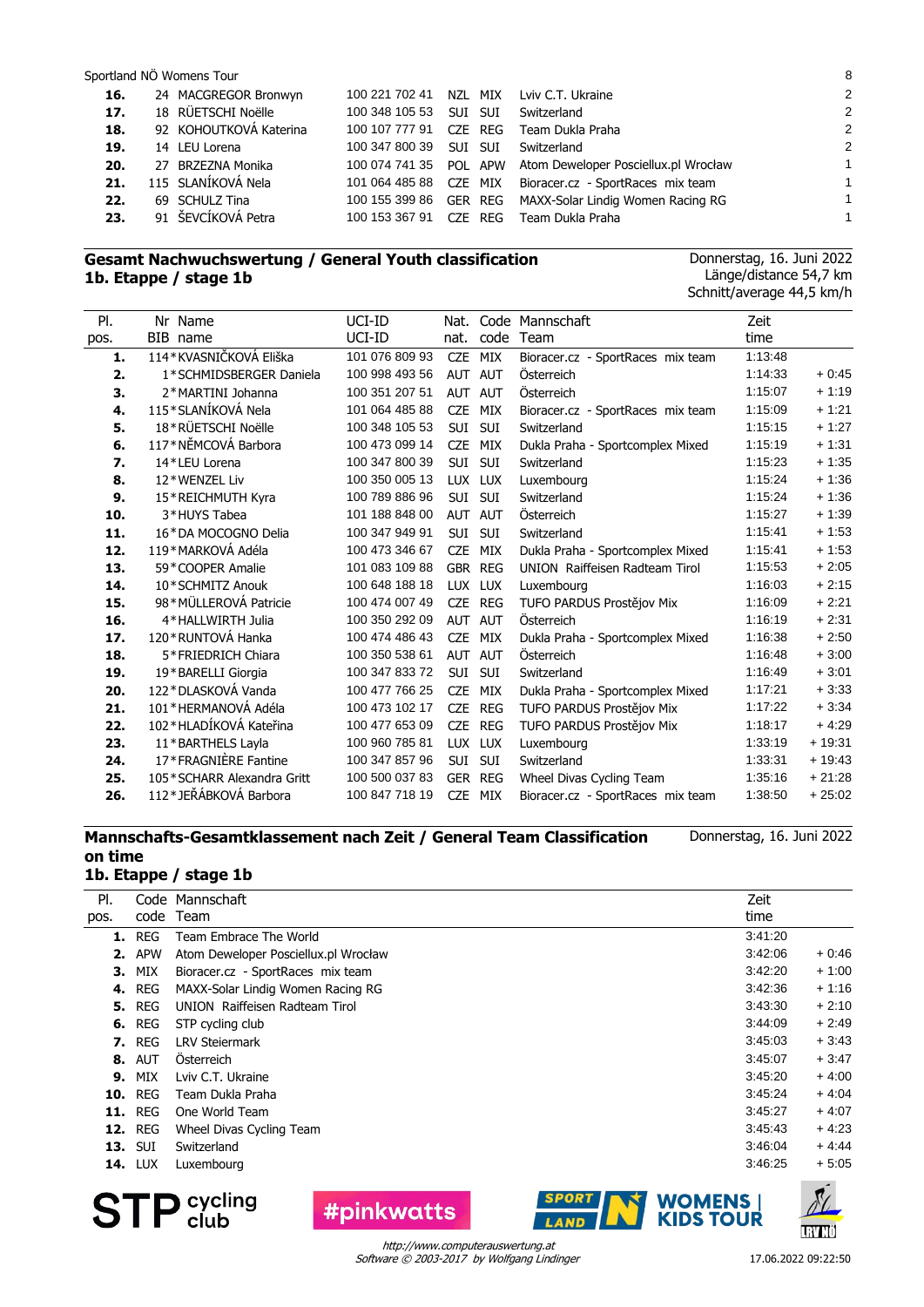Sportland NÖ Womens Tour

| | | | | | | | |
|---|---|---|---|---|---|---|---|
| **16.** | 24 | MACGREGOR Bronwyn | 100 221 702 41 | NZL | MIX | Lviv C.T. Ukraine | 2 |
| **17.** | 18 | RÜETSCHI Noëlle | 100 348 105 53 | SUI | SUI | Switzerland | 2 |
| **18.** | 92 | KOHOUTKOVÁ Katerina | 100 107 777 91 | CZE | REG | Team Dukla Praha | 2 |
| **19.** | 14 | LEU Lorena | 100 347 800 39 | SUI | SUI | Switzerland | 2 |
| **20.** | 27 | BRZEZNA Monika | 100 074 741 35 | POL | APW | Atom Deweloper Posciellux.pl Wrocław | 1 |
| **21.** | 115 | SLANÍKOVÁ Nela | 101 064 485 88 | CZE | MIX | Bioracer.cz - SportRaces mix team | 1 |
| **22.** | 69 | SCHULZ Tina | 100 155 399 86 | GER | REG | MAXX-Solar Lindig Women Racing RG | 1 |
| **23.** | 91 | ŠEVCÍKOVÁ Petra | 100 153 367 91 | CZE | REG | Team Dukla Praha | 1 |

## Gesamt Nachwuchswertung / General Youth classification
## 1b. Etappe / stage 1b

Donnerstag, 16. Juni 2022
Länge/distance 54,7 km
Schnitt/average 44,5 km/h

| Pl. pos. | Nr BIB | Name name | UCI-ID UCI-ID | Nat. nat. | Code code | Mannschaft Team | Zeit time | |
|---|---|---|---|---|---|---|---|---|
| **1.** | 114* | KVASNIČKOVÁ Eliška | 101 076 809 93 | CZE | MIX | Bioracer.cz - SportRaces mix team | 1:13:48 | |
| **2.** | 1* | SCHMIDSBERGER Daniela | 100 998 493 56 | AUT | AUT | Österreich | 1:14:33 | + 0:45 |
| **3.** | 2* | MARTINI Johanna | 100 351 207 51 | AUT | AUT | Österreich | 1:15:07 | + 1:19 |
| **4.** | 115* | SLANÍKOVÁ Nela | 101 064 485 88 | CZE | MIX | Bioracer.cz - SportRaces mix team | 1:15:09 | + 1:21 |
| **5.** | 18* | RÜETSCHI Noëlle | 100 348 105 53 | SUI | SUI | Switzerland | 1:15:15 | + 1:27 |
| **6.** | 117* | NĚMCOVÁ Barbora | 100 473 099 14 | CZE | MIX | Dukla Praha - Sportcomplex Mixed | 1:15:19 | + 1:31 |
| **7.** | 14* | LEU Lorena | 100 347 800 39 | SUI | SUI | Switzerland | 1:15:23 | + 1:35 |
| **8.** | 12* | WENZEL Liv | 100 350 005 13 | LUX | LUX | Luxembourg | 1:15:24 | + 1:36 |
| **9.** | 15* | REICHMUTH Kyra | 100 789 886 96 | SUI | SUI | Switzerland | 1:15:24 | + 1:36 |
| **10.** | 3* | HUYS Tabea | 101 188 848 00 | AUT | AUT | Österreich | 1:15:27 | + 1:39 |
| **11.** | 16* | DA MOCOGNO Delia | 100 347 949 91 | SUI | SUI | Switzerland | 1:15:41 | + 1:53 |
| **12.** | 119* | MARKOVÁ Adéla | 100 473 346 67 | CZE | MIX | Dukla Praha - Sportcomplex Mixed | 1:15:41 | + 1:53 |
| **13.** | 59* | COOPER Amalie | 101 083 109 88 | GBR | REG | UNION Raiffeisen Radteam Tirol | 1:15:53 | + 2:05 |
| **14.** | 10* | SCHMITZ Anouk | 100 648 188 18 | LUX | LUX | Luxembourg | 1:16:03 | + 2:15 |
| **15.** | 98* | MÜLLEROVÁ Patricie | 100 474 007 49 | CZE | REG | TUFO PARDUS Prostějov Mix | 1:16:09 | + 2:21 |
| **16.** | 4* | HALLWIRTH Julia | 100 350 292 09 | AUT | AUT | Österreich | 1:16:19 | + 2:31 |
| **17.** | 120* | RUNTOVÁ Hanka | 100 474 486 43 | CZE | MIX | Dukla Praha - Sportcomplex Mixed | 1:16:38 | + 2:50 |
| **18.** | 5* | FRIEDRICH Chiara | 100 350 538 61 | AUT | AUT | Österreich | 1:16:48 | + 3:00 |
| **19.** | 19* | BARELLI Giorgia | 100 347 833 72 | SUI | SUI | Switzerland | 1:16:49 | + 3:01 |
| **20.** | 122* | DLASKOVÁ Vanda | 100 477 766 25 | CZE | MIX | Dukla Praha - Sportcomplex Mixed | 1:17:21 | + 3:33 |
| **21.** | 101* | HERMANOVÁ Adéla | 100 473 102 17 | CZE | REG | TUFO PARDUS Prostějov Mix | 1:17:22 | + 3:34 |
| **22.** | 102* | HLADÍKOVÁ Kateřina | 100 477 653 09 | CZE | REG | TUFO PARDUS Prostějov Mix | 1:18:17 | + 4:29 |
| **23.** | 11* | BARTHELS Layla | 100 960 785 81 | LUX | LUX | Luxembourg | 1:33:19 | + 19:31 |
| **24.** | 17* | FRAGNIÈRE Fantine | 100 347 857 96 | SUI | SUI | Switzerland | 1:33:31 | + 19:43 |
| **25.** | 105* | SCHARR Alexandra Gritt | 100 500 037 83 | GER | REG | Wheel Divas Cycling Team | 1:35:16 | + 21:28 |
| **26.** | 112* | JEŘÁBKOVÁ Barbora | 100 847 718 19 | CZE | MIX | Bioracer.cz - SportRaces mix team | 1:38:50 | + 25:02 |

## Mannschafts-Gesamtklassement nach Zeit / General Team Classification on time
## 1b. Etappe / stage 1b

Donnerstag, 16. Juni 2022

| Pl. pos. | Code code | Mannschaft Team | Zeit time | |
|---|---|---|---|---|
| **1.** | REG | Team Embrace The World | 3:41:20 | |
| **2.** | APW | Atom Deweloper Posciellux.pl Wrocław | 3:42:06 | + 0:46 |
| **3.** | MIX | Bioracer.cz - SportRaces mix team | 3:42:20 | + 1:00 |
| **4.** | REG | MAXX-Solar Lindig Women Racing RG | 3:42:36 | + 1:16 |
| **5.** | REG | UNION Raiffeisen Radteam Tirol | 3:43:30 | + 2:10 |
| **6.** | REG | STP cycling club | 3:44:09 | + 2:49 |
| **7.** | REG | LRV Steiermark | 3:45:03 | + 3:43 |
| **8.** | AUT | Österreich | 3:45:07 | + 3:47 |
| **9.** | MIX | Lviv C.T. Ukraine | 3:45:20 | + 4:00 |
| **10.** | REG | Team Dukla Praha | 3:45:24 | + 4:04 |
| **11.** | REG | One World Team | 3:45:27 | + 4:07 |
| **12.** | REG | Wheel Divas Cycling Team | 3:45:43 | + 4:23 |
| **13.** | SUI | Switzerland | 3:46:04 | + 4:44 |
| **14.** | LUX | Luxembourg | 3:46:25 | + 5:05 |

http://www.computerauswertung.at
Software © 2003-2017 by Wolfgang Lindinger

17.06.2022 09:22:50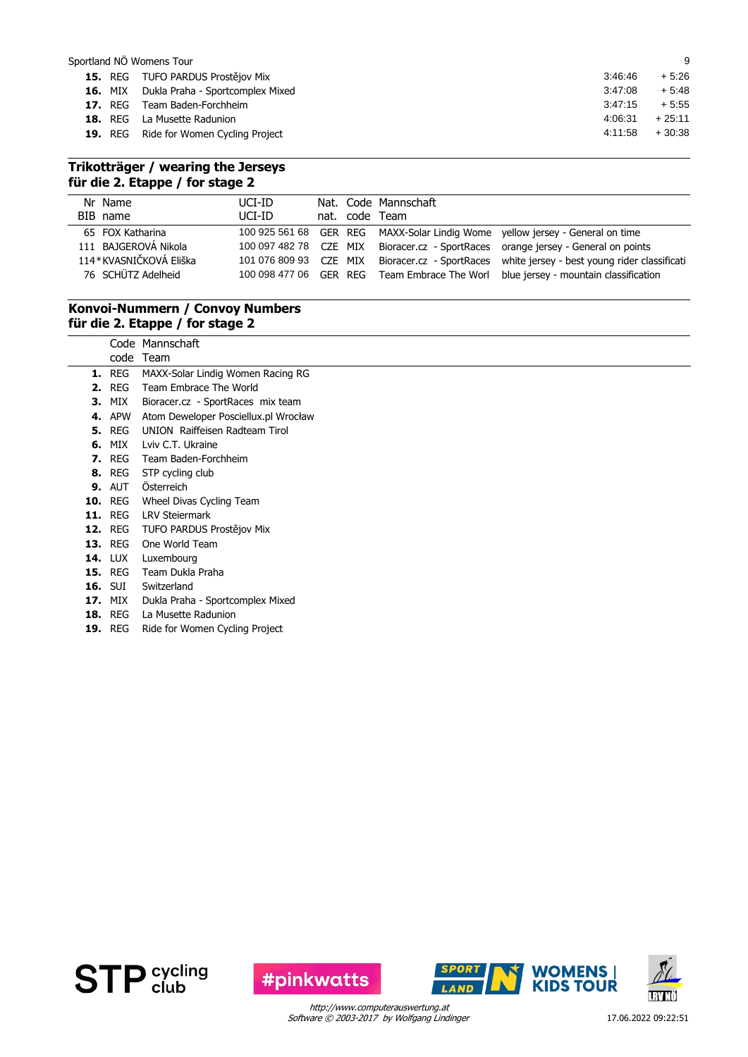| | | | | |
|---|---|---|---|---|
| **15.** | REG | TUFO PARDUS Prostějov Mix | 3:46:46 | + 5:26 |
| **16.** | MIX | Dukla Praha - Sportcomplex Mixed | 3:47:08 | + 5:48 |
| **17.** | REG | Team Baden-Forchheim | 3:47:15 | + 5:55 |
| **18.** | REG | La Musette Radunion | 4:06:31 | + 25:11 |
| **19.** | REG | Ride for Women Cycling Project | 4:11:58 | + 30:38 |

## Trikotträger / wearing the Jerseys
## für die 2. Etappe / for stage 2

| Nr BIB | Name name | UCI-ID UCI-ID | Nat. nat. | Code code | Mannschaft Team | |
|---|---|---|---|---|---|---|
| 65 | FOX Katharina | 100 925 561 68 | GER | REG | MAXX-Solar Lindig Wome | yellow jersey - General on time |
| 111 | BAJGEROVÁ Nikola | 100 097 482 78 | CZE | MIX | Bioracer.cz - SportRaces | orange jersey - General on points |
| 114 | * KVASNIČKOVÁ Eliška | 101 076 809 93 | CZE | MIX | Bioracer.cz - SportRaces | white jersey - best young rider classificati |
| 76 | SCHÜTZ Adelheid | 100 098 477 06 | GER | REG | Team Embrace The Worl | blue jersey - mountain classification |

## Konvoi-Nummern / Convoy Numbers
## für die 2. Etappe / for stage 2

| | Code code | Mannschaft Team |
|---|---|---|
| **1.** | REG | MAXX-Solar Lindig Women Racing RG |
| **2.** | REG | Team Embrace The World |
| **3.** | MIX | Bioracer.cz - SportRaces mix team |
| **4.** | APW | Atom Deweloper Posciellux.pl Wrocław |
| **5.** | REG | UNION Raiffeisen Radteam Tirol |
| **6.** | MIX | Lviv C.T. Ukraine |
| **7.** | REG | Team Baden-Forchheim |
| **8.** | REG | STP cycling club |
| **9.** | AUT | Österreich |
| **10.** | REG | Wheel Divas Cycling Team |
| **11.** | REG | LRV Steiermark |
| **12.** | REG | TUFO PARDUS Prostějov Mix |
| **13.** | REG | One World Team |
| **14.** | LUX | Luxembourg |
| **15.** | REG | Team Dukla Praha |
| **16.** | SUI | Switzerland |
| **17.** | MIX | Dukla Praha - Sportcomplex Mixed |
| **18.** | REG | La Musette Radunion |
| **19.** | REG | Ride for Women Cycling Project |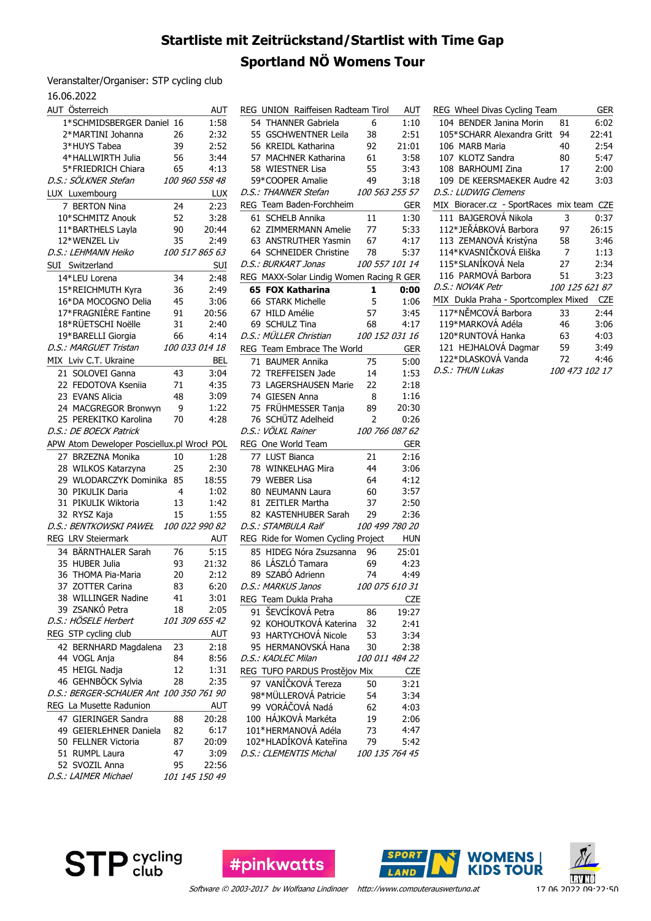# Startliste mit Zeitrückstand/Startlist with Time Gap

## Sportland NÖ Womens Tour

Veranstalter/Organiser: STP cycling club

16.06.2022

**AUT Österreich — AUT**

| | | |
|---|---|---|
| 1*SCHMIDSBERGER Daniel | 16 | 1:58 |
| 2*MARTINI Johanna | 26 | 2:32 |
| 3*HUYS Tabea | 39 | 2:52 |
| 4*HALLWIRTH Julia | 56 | 3:44 |
| 5*FRIEDRICH Chiara | 65 | 4:13 |

*D.S.: SÖLKNER Stefan — 100 960 558 48*

**LUX Luxembourg — LUX**

| | | |
|---|---|---|
| 7 BERTON Nina | 24 | 2:23 |
| 10*SCHMITZ Anouk | 52 | 3:28 |
| 11*BARTHELS Layla | 90 | 20:44 |
| 12*WENZEL Liv | 35 | 2:49 |

*D.S.: LEHMANN Heiko — 100 517 865 63*

**SUI Switzerland — SUI**

| | | |
|---|---|---|
| 14*LEU Lorena | 34 | 2:48 |
| 15*REICHMUTH Kyra | 36 | 2:49 |
| 16*DA MOCOGNO Delia | 45 | 3:06 |
| 17*FRAGNIÈRE Fantine | 91 | 20:56 |
| 18*RÜETSCHI Noëlle | 31 | 2:40 |
| 19*BARELLI Giorgia | 66 | 4:14 |

*D.S.: MARGUET Tristan — 100 033 014 18*

**MIX Lviv C.T. Ukraine — BEL**

| | | |
|---|---|---|
| 21 SOLOVEI Ganna | 43 | 3:04 |
| 22 FEDOTOVA Kseniia | 71 | 4:35 |
| 23 EVANS Alicia | 48 | 3:09 |
| 24 MACGREGOR Bronwyn | 9 | 1:22 |
| 25 PEREKITKO Karolina | 70 | 4:28 |

*D.S.: DE BOECK Patrick*

**APW Atom Deweloper Posciellux.pl Wrocł — POL**

| | | |
|---|---|---|
| 27 BRZEZNA Monika | 10 | 1:28 |
| 28 WILKOS Katarzyna | 25 | 2:30 |
| 29 WLODARCZYK Dominika | 85 | 18:55 |
| 30 PIKULIK Daria | 4 | 1:02 |
| 31 PIKULIK Wiktoria | 13 | 1:42 |
| 32 RYSZ Kaja | 15 | 1:55 |

*D.S.: BENTKOWSKI PAWEŁ — 100 022 990 82*

**REG LRV Steiermark — AUT**

| | | |
|---|---|---|
| 34 BÄRNTHALER Sarah | 76 | 5:15 |
| 35 HUBER Julia | 93 | 21:32 |
| 36 THOMA Pia-Maria | 20 | 2:12 |
| 37 ZOTTER Carina | 83 | 6:20 |
| 38 WILLINGER Nadine | 41 | 3:01 |
| 39 ZSANKÓ Petra | 18 | 2:05 |

*D.S.: HÖSELE Herbert — 101 309 655 42*

**REG STP cycling club — AUT**

| | | |
|---|---|---|
| 42 BERNHARD Magdalena | 23 | 2:18 |
| 44 VOGL Anja | 84 | 8:56 |
| 45 HEIGL Nadja | 12 | 1:31 |
| 46 GEHNBÖCK Sylvia | 28 | 2:35 |

*D.S.: BERGER-SCHAUER Ant — 100 350 761 90*

**REG La Musette Radunion — AUT**

| | | |
|---|---|---|
| 47 GIERINGER Sandra | 88 | 20:28 |
| 49 GEIERLEHNER Daniela | 82 | 6:17 |
| 50 FELLNER Victoria | 87 | 20:09 |
| 51 RUMPL Laura | 47 | 3:09 |
| 52 SVOZIL Anna | 95 | 22:56 |

*D.S.: LAIMER Michael — 101 145 150 49*

**REG UNION Raiffeisen Radteam Tirol — AUT**

| | | |
|---|---|---|
| 54 THANNER Gabriela | 6 | 1:10 |
| 55 GSCHWENTNER Leila | 38 | 2:51 |
| 56 KREIDL Katharina | 92 | 21:01 |
| 57 MACHNER Katharina | 61 | 3:58 |
| 58 WIESTNER Lisa | 55 | 3:43 |
| 59*COOPER Amalie | 49 | 3:18 |

*D.S.: THANNER Stefan — 100 563 255 57*

**REG Team Baden-Forchheim — GER**

| | | |
|---|---|---|
| 61 SCHELB Annika | 11 | 1:30 |
| 62 ZIMMERMANN Amelie | 77 | 5:33 |
| 63 ANSTRUTHER Yasmin | 67 | 4:17 |
| 64 SCHNEIDER Christine | 78 | 5:37 |

*D.S.: BURKART Jonas — 100 557 101 14*

**REG MAXX-Solar Lindig Women Racing R — GER**

| | | |
|---|---|---|
| **65 FOX Katharina** | **1** | **0:00** |
| 66 STARK Michelle | 5 | 1:06 |
| 67 HILD Amélie | 57 | 3:45 |
| 69 SCHULZ Tina | 68 | 4:17 |

*D.S.: MÜLLER Christian — 100 152 031 16*

**REG Team Embrace The World — GER**

| | | |
|---|---|---|
| 71 BAUMER Annika | 75 | 5:00 |
| 72 TREFFEISEN Jade | 14 | 1:53 |
| 73 LAGERSHAUSEN Marie | 22 | 2:18 |
| 74 GIESEN Anna | 8 | 1:16 |
| 75 FRÜHMESSER Tanja | 89 | 20:30 |
| 76 SCHÜTZ Adelheid | 2 | 0:26 |

*D.S.: VÖLKL Rainer — 100 766 087 62*

**REG One World Team — GER**

| | | |
|---|---|---|
| 77 LUST Bianca | 21 | 2:16 |
| 78 WINKELHAG Mira | 44 | 3:06 |
| 79 WEBER Lisa | 64 | 4:12 |
| 80 NEUMANN Laura | 60 | 3:57 |
| 81 ZEITLER Martha | 37 | 2:50 |
| 82 KASTENHUBER Sarah | 29 | 2:36 |

*D.S.: STAMBULA Ralf — 100 499 780 20*

**REG Ride for Women Cycling Project — HUN**

| | | |
|---|---|---|
| 85 HIDEG Nóra Zsuzsanna | 96 | 25:01 |
| 86 LÁSZLÓ Tamara | 69 | 4:23 |
| 89 SZABÓ Adrienn | 74 | 4:49 |

*D.S.: MARKUS Janos — 100 075 610 31*

**REG Team Dukla Praha — CZE**

| | | |
|---|---|---|
| 91 ŠEVČÍKOVÁ Petra | 86 | 19:27 |
| 92 KOHOUTKOVÁ Katerina | 32 | 2:41 |
| 93 HARTYCHOVÁ Nicole | 53 | 3:34 |
| 95 HERMANOVSKÁ Hana | 30 | 2:38 |

*D.S.: KADLEC Milan — 100 011 484 22*

**REG TUFO PARDUS Prostějov Mix — CZE**

| | | |
|---|---|---|
| 97 VANÍČKOVÁ Tereza | 50 | 3:21 |
| 98*MÜLLEROVÁ Patricie | 54 | 3:34 |
| 99 VORÁČOVÁ Nadá | 62 | 4:03 |
| 100 HÁJKOVÁ Markéta | 19 | 2:06 |
| 101*HERMANOVÁ Adéla | 73 | 4:47 |
| 102*HLADÍKOVÁ Kateřina | 79 | 5:42 |

*D.S.: CLEMENTIS Michal — 100 135 764 45*

**REG Wheel Divas Cycling Team — GER**

| | | |
|---|---|---|
| 104 BENDER Janina Morin | 81 | 6:02 |
| 105*SCHARR Alexandra Gritt | 94 | 22:41 |
| 106 MARB Maria | 40 | 2:54 |
| 107 KLOTZ Sandra | 80 | 5:47 |
| 108 BARHOUMI Zina | 17 | 2:00 |
| 109 DE KEERSMAEKER Audre | 42 | 3:03 |

*D.S.: LUDWIG Clemens*

**MIX Bioracer.cz - SportRaces mix team — CZE**

| | | |
|---|---|---|
| 111 BAJGEROVÁ Nikola | 3 | 0:37 |
| 112*JEŘÁBKOVÁ Barbora | 97 | 26:15 |
| 113 ZEMANOVÁ Kristýna | 58 | 3:46 |
| 114*KVASNIČKOVÁ Eliška | 7 | 1:13 |
| 115*SLANÍKOVÁ Nela | 27 | 2:34 |
| 116 PARMOVÁ Barbora | 51 | 3:23 |

*D.S.: NOVAK Petr — 100 125 621 87*

**MIX Dukla Praha - Sportcomplex Mixed — CZE**

| | | |
|---|---|---|
| 117*NĚMCOVÁ Barbora | 33 | 2:44 |
| 119*MARKOVÁ Adéla | 46 | 3:06 |
| 120*RUNTOVÁ Hanka | 63 | 4:03 |
| 121 HEJHALOVÁ Dagmar | 59 | 3:49 |
| 122*DLASKOVÁ Vanda | 72 | 4:46 |

*D.S.: THUN Lukas — 100 473 102 17*

STP cycling club — #pinkwatts — SPORT LAND N — WOMENS | KIDS TOUR — LRV NÖ

*Software © 2003-2017 by Wolfgang Lindinger http://www.computerauswertung.at* — 17.06.2022 09:22:50